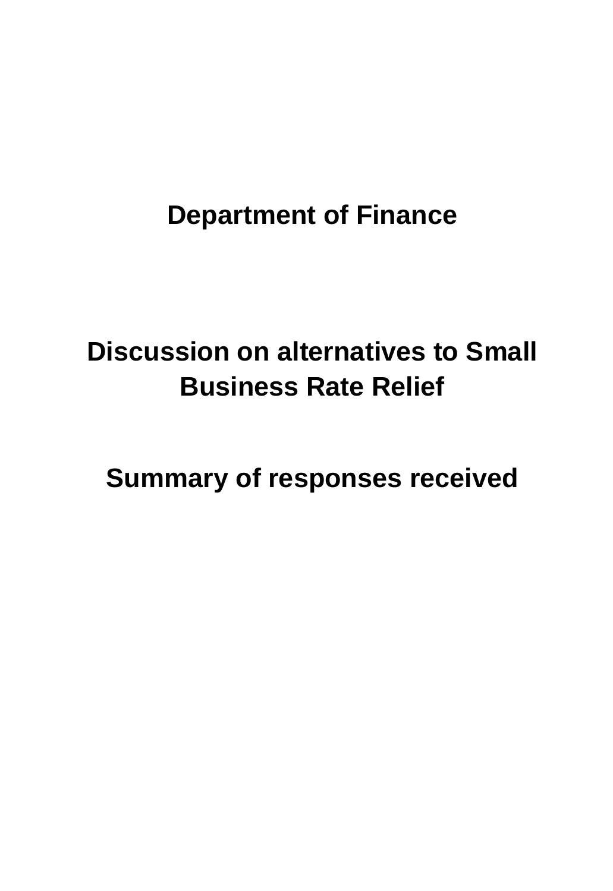# Department of Finance

# Discussion on alternatives to Small Business Rate Relief

## Summary of responses received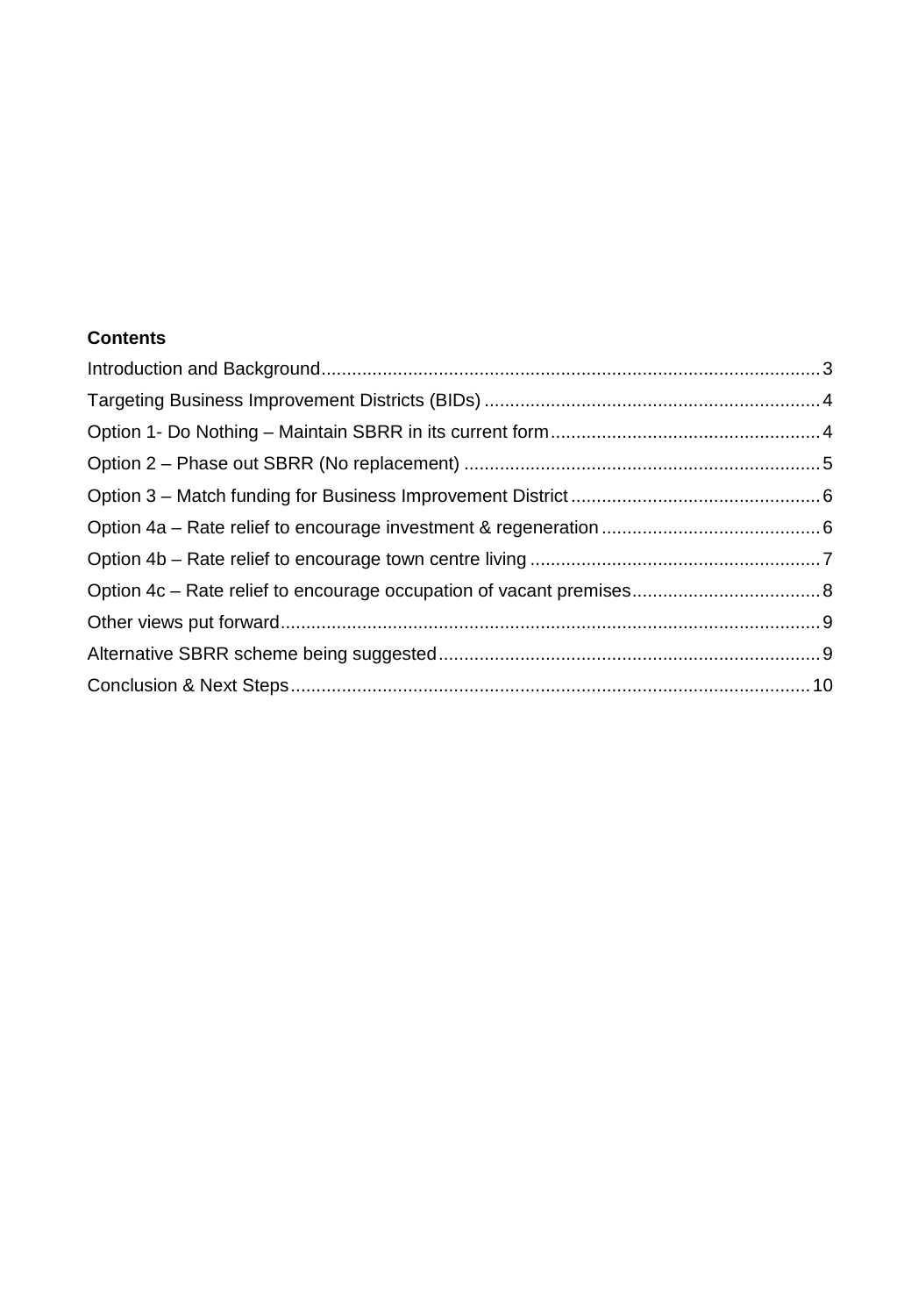**Contents**

Introduction and Background ... 3
Targeting Business Improvement Districts (BIDs) ... 4
Option 1- Do Nothing – Maintain SBRR in its current form ... 4
Option 2 – Phase out SBRR (No replacement) ... 5
Option 3 – Match funding for Business Improvement District ... 6
Option 4a – Rate relief to encourage investment & regeneration ... 6
Option 4b – Rate relief to encourage town centre living ... 7
Option 4c – Rate relief to encourage occupation of vacant premises ... 8
Other views put forward ... 9
Alternative SBRR scheme being suggested ... 9
Conclusion & Next Steps ... 10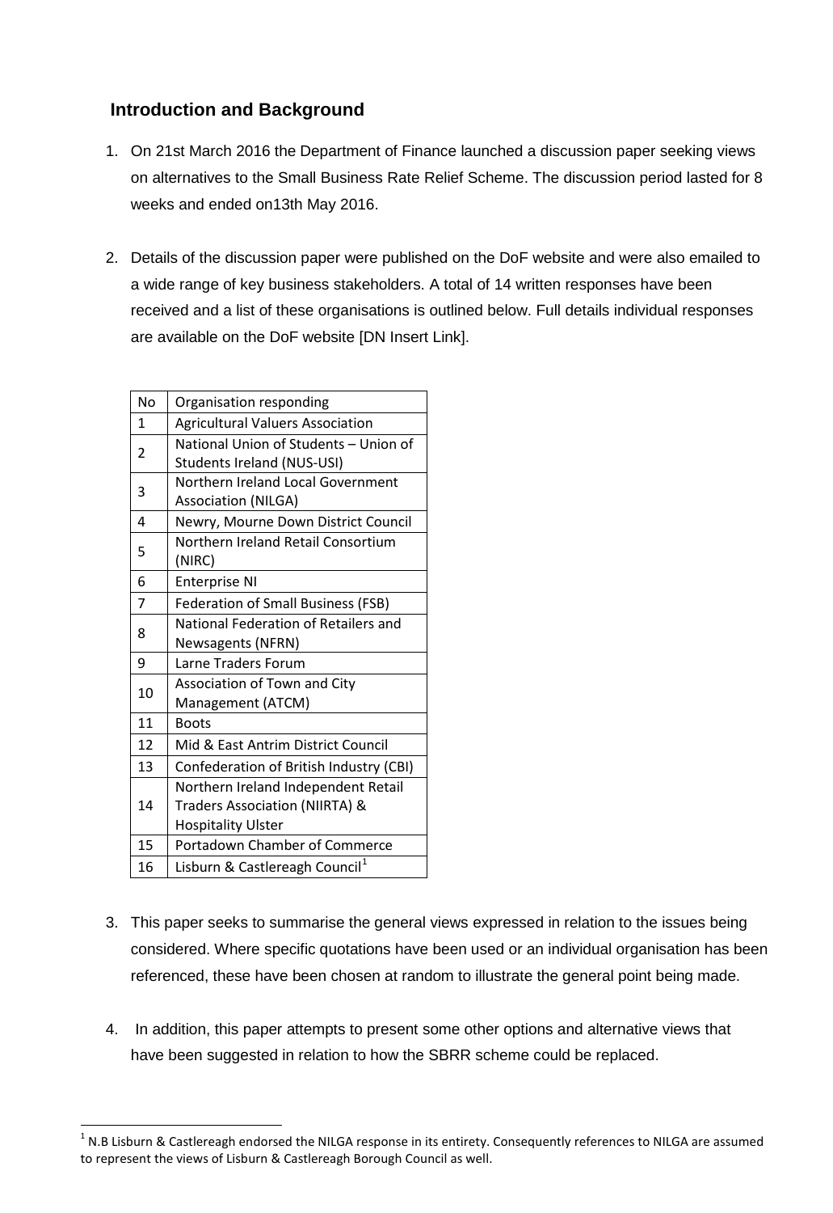## Introduction and Background

1. On 21st March 2016 the Department of Finance launched a discussion paper seeking views on alternatives to the Small Business Rate Relief Scheme. The discussion period lasted for 8 weeks and ended on13th May 2016.

2. Details of the discussion paper were published on the DoF website and were also emailed to a wide range of key business stakeholders. A total of 14 written responses have been received and a list of these organisations is outlined below. Full details individual responses are available on the DoF website [DN Insert Link].

| No | Organisation responding |
|---|---|
| 1 | Agricultural Valuers Association |
| 2 | National Union of Students – Union of Students Ireland (NUS-USI) |
| 3 | Northern Ireland Local Government Association (NILGA) |
| 4 | Newry, Mourne Down District Council |
| 5 | Northern Ireland Retail Consortium (NIRC) |
| 6 | Enterprise NI |
| 7 | Federation of Small Business (FSB) |
| 8 | National Federation of Retailers and Newsagents (NFRN) |
| 9 | Larne Traders Forum |
| 10 | Association of Town and City Management (ATCM) |
| 11 | Boots |
| 12 | Mid & East Antrim District Council |
| 13 | Confederation of British Industry (CBI) |
| 14 | Northern Ireland Independent Retail Traders Association (NIIRTA) & Hospitality Ulster |
| 15 | Portadown Chamber of Commerce |
| 16 | Lisburn & Castlereagh Council[1] |

3. This paper seeks to summarise the general views expressed in relation to the issues being considered. Where specific quotations have been used or an individual organisation has been referenced, these have been chosen at random to illustrate the general point being made.

4. In addition, this paper attempts to present some other options and alternative views that have been suggested in relation to how the SBRR scheme could be replaced.

[1] N.B Lisburn & Castlereagh endorsed the NILGA response in its entirety. Consequently references to NILGA are assumed to represent the views of Lisburn & Castlereagh Borough Council as well.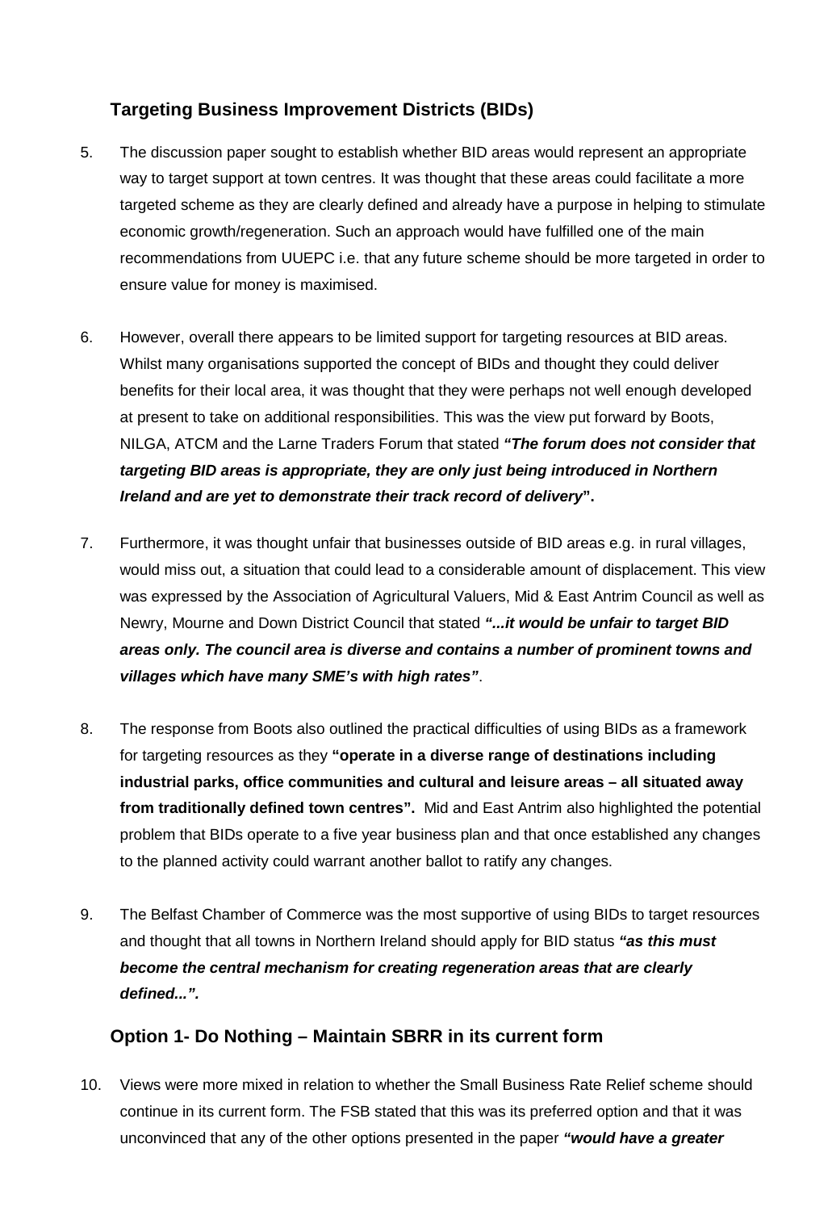## Targeting Business Improvement Districts (BIDs)

5. The discussion paper sought to establish whether BID areas would represent an appropriate way to target support at town centres. It was thought that these areas could facilitate a more targeted scheme as they are clearly defined and already have a purpose in helping to stimulate economic growth/regeneration. Such an approach would have fulfilled one of the main recommendations from UUEPC i.e. that any future scheme should be more targeted in order to ensure value for money is maximised.

6. However, overall there appears to be limited support for targeting resources at BID areas. Whilst many organisations supported the concept of BIDs and thought they could deliver benefits for their local area, it was thought that they were perhaps not well enough developed at present to take on additional responsibilities. This was the view put forward by Boots, NILGA, ATCM and the Larne Traders Forum that stated ***"The forum does not consider that targeting BID areas is appropriate, they are only just being introduced in Northern Ireland and are yet to demonstrate their track record of delivery*"**.

7. Furthermore, it was thought unfair that businesses outside of BID areas e.g. in rural villages, would miss out, a situation that could lead to a considerable amount of displacement. This view was expressed by the Association of Agricultural Valuers, Mid & East Antrim Council as well as Newry, Mourne and Down District Council that stated ***"...it would be unfair to target BID areas only. The council area is diverse and contains a number of prominent towns and villages which have many SME's with high rates"***.

8. The response from Boots also outlined the practical difficulties of using BIDs as a framework for targeting resources as they **"operate in a diverse range of destinations including industrial parks, office communities and cultural and leisure areas – all situated away from traditionally defined town centres".** Mid and East Antrim also highlighted the potential problem that BIDs operate to a five year business plan and that once established any changes to the planned activity could warrant another ballot to ratify any changes.

9. The Belfast Chamber of Commerce was the most supportive of using BIDs to target resources and thought that all towns in Northern Ireland should apply for BID status ***"as this must become the central mechanism for creating regeneration areas that are clearly defined...".***

## Option 1- Do Nothing – Maintain SBRR in its current form

10. Views were more mixed in relation to whether the Small Business Rate Relief scheme should continue in its current form. The FSB stated that this was its preferred option and that it was unconvinced that any of the other options presented in the paper ***"would have a greater***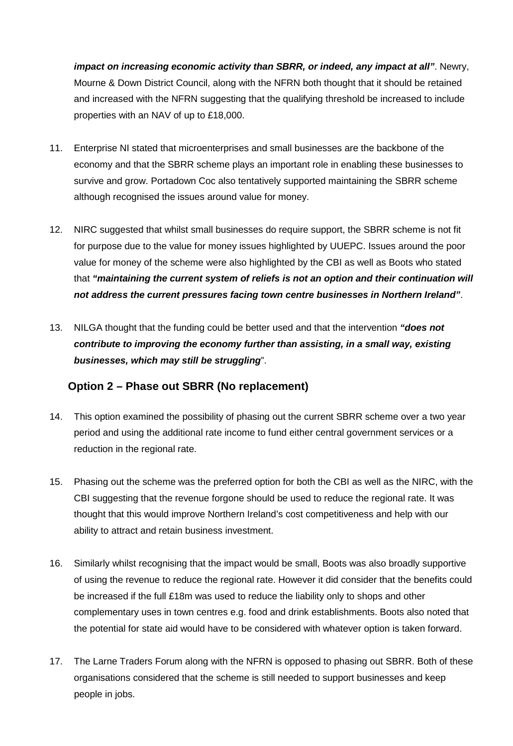***impact on increasing economic activity than SBRR, or indeed, any impact at all"***. Newry, Mourne & Down District Council, along with the NFRN both thought that it should be retained and increased with the NFRN suggesting that the qualifying threshold be increased to include properties with an NAV of up to £18,000.

11. Enterprise NI stated that microenterprises and small businesses are the backbone of the economy and that the SBRR scheme plays an important role in enabling these businesses to survive and grow. Portadown Coc also tentatively supported maintaining the SBRR scheme although recognised the issues around value for money.

12. NIRC suggested that whilst small businesses do require support, the SBRR scheme is not fit for purpose due to the value for money issues highlighted by UUEPC. Issues around the poor value for money of the scheme were also highlighted by the CBI as well as Boots who stated that ***"maintaining the current system of reliefs is not an option and their continuation will not address the current pressures facing town centre businesses in Northern Ireland"***.

13. NILGA thought that the funding could be better used and that the intervention ***"does not contribute to improving the economy further than assisting, in a small way, existing businesses, which may still be struggling***".

### Option 2 – Phase out SBRR (No replacement)

14. This option examined the possibility of phasing out the current SBRR scheme over a two year period and using the additional rate income to fund either central government services or a reduction in the regional rate.

15. Phasing out the scheme was the preferred option for both the CBI as well as the NIRC, with the CBI suggesting that the revenue forgone should be used to reduce the regional rate. It was thought that this would improve Northern Ireland's cost competitiveness and help with our ability to attract and retain business investment.

16. Similarly whilst recognising that the impact would be small, Boots was also broadly supportive of using the revenue to reduce the regional rate. However it did consider that the benefits could be increased if the full £18m was used to reduce the liability only to shops and other complementary uses in town centres e.g. food and drink establishments. Boots also noted that the potential for state aid would have to be considered with whatever option is taken forward.

17. The Larne Traders Forum along with the NFRN is opposed to phasing out SBRR. Both of these organisations considered that the scheme is still needed to support businesses and keep people in jobs.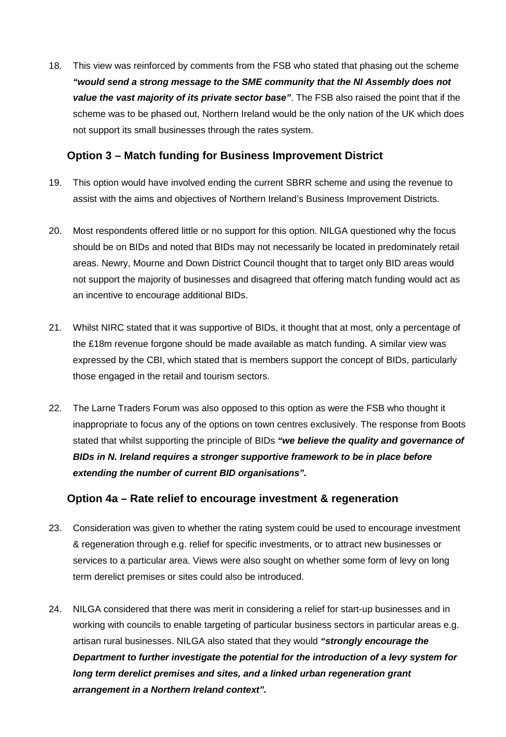18. This view was reinforced by comments from the FSB who stated that phasing out the scheme ***"would send a strong message to the SME community that the NI Assembly does not value the vast majority of its private sector base"***. The FSB also raised the point that if the scheme was to be phased out, Northern Ireland would be the only nation of the UK which does not support its small businesses through the rates system.

### Option 3 – Match funding for Business Improvement District

19. This option would have involved ending the current SBRR scheme and using the revenue to assist with the aims and objectives of Northern Ireland's Business Improvement Districts.

20. Most respondents offered little or no support for this option. NILGA questioned why the focus should be on BIDs and noted that BIDs may not necessarily be located in predominately retail areas. Newry, Mourne and Down District Council thought that to target only BID areas would not support the majority of businesses and disagreed that offering match funding would act as an incentive to encourage additional BIDs.

21. Whilst NIRC stated that it was supportive of BIDs, it thought that at most, only a percentage of the £18m revenue forgone should be made available as match funding. A similar view was expressed by the CBI, which stated that is members support the concept of BIDs, particularly those engaged in the retail and tourism sectors.

22. The Larne Traders Forum was also opposed to this option as were the FSB who thought it inappropriate to focus any of the options on town centres exclusively. The response from Boots stated that whilst supporting the principle of BIDs ***"we believe the quality and governance of BIDs in N. Ireland requires a stronger supportive framework to be in place before extending the number of current BID organisations".***

### Option 4a – Rate relief to encourage investment & regeneration

23. Consideration was given to whether the rating system could be used to encourage investment & regeneration through e.g. relief for specific investments, or to attract new businesses or services to a particular area. Views were also sought on whether some form of levy on long term derelict premises or sites could also be introduced.

24. NILGA considered that there was merit in considering a relief for start-up businesses and in working with councils to enable targeting of particular business sectors in particular areas e.g. artisan rural businesses. NILGA also stated that they would ***"strongly encourage the Department to further investigate the potential for the introduction of a levy system for long term derelict premises and sites, and a linked urban regeneration grant arrangement in a Northern Ireland context".***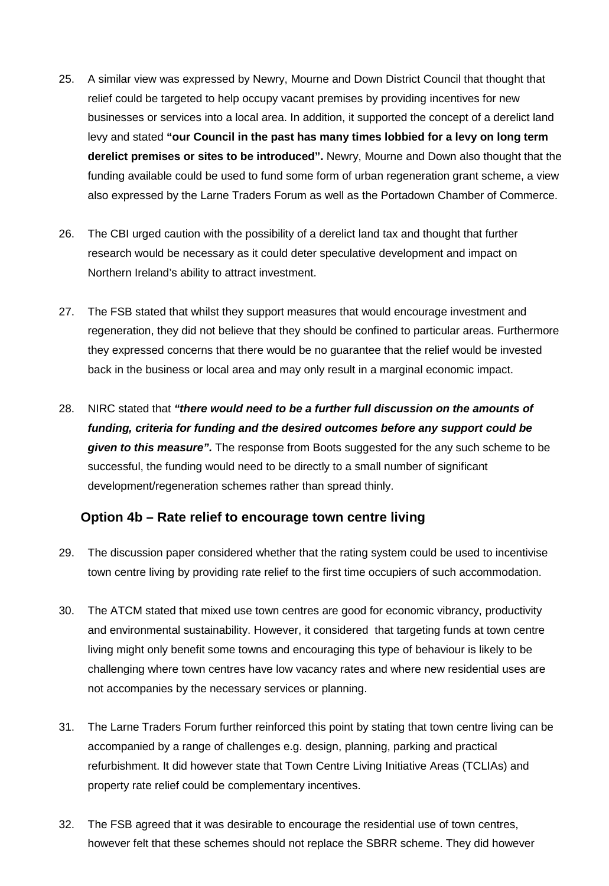25. A similar view was expressed by Newry, Mourne and Down District Council that thought that relief could be targeted to help occupy vacant premises by providing incentives for new businesses or services into a local area. In addition, it supported the concept of a derelict land levy and stated **"our Council in the past has many times lobbied for a levy on long term derelict premises or sites to be introduced".** Newry, Mourne and Down also thought that the funding available could be used to fund some form of urban regeneration grant scheme, a view also expressed by the Larne Traders Forum as well as the Portadown Chamber of Commerce.

26. The CBI urged caution with the possibility of a derelict land tax and thought that further research would be necessary as it could deter speculative development and impact on Northern Ireland's ability to attract investment.

27. The FSB stated that whilst they support measures that would encourage investment and regeneration, they did not believe that they should be confined to particular areas. Furthermore they expressed concerns that there would be no guarantee that the relief would be invested back in the business or local area and may only result in a marginal economic impact.

28. NIRC stated that ***"there would need to be a further full discussion on the amounts of funding, criteria for funding and the desired outcomes before any support could be given to this measure".*** The response from Boots suggested for the any such scheme to be successful, the funding would need to be directly to a small number of significant development/regeneration schemes rather than spread thinly.

### Option 4b – Rate relief to encourage town centre living

29. The discussion paper considered whether that the rating system could be used to incentivise town centre living by providing rate relief to the first time occupiers of such accommodation.

30. The ATCM stated that mixed use town centres are good for economic vibrancy, productivity and environmental sustainability. However, it considered that targeting funds at town centre living might only benefit some towns and encouraging this type of behaviour is likely to be challenging where town centres have low vacancy rates and where new residential uses are not accompanies by the necessary services or planning.

31. The Larne Traders Forum further reinforced this point by stating that town centre living can be accompanied by a range of challenges e.g. design, planning, parking and practical refurbishment. It did however state that Town Centre Living Initiative Areas (TCLIAs) and property rate relief could be complementary incentives.

32. The FSB agreed that it was desirable to encourage the residential use of town centres, however felt that these schemes should not replace the SBRR scheme. They did however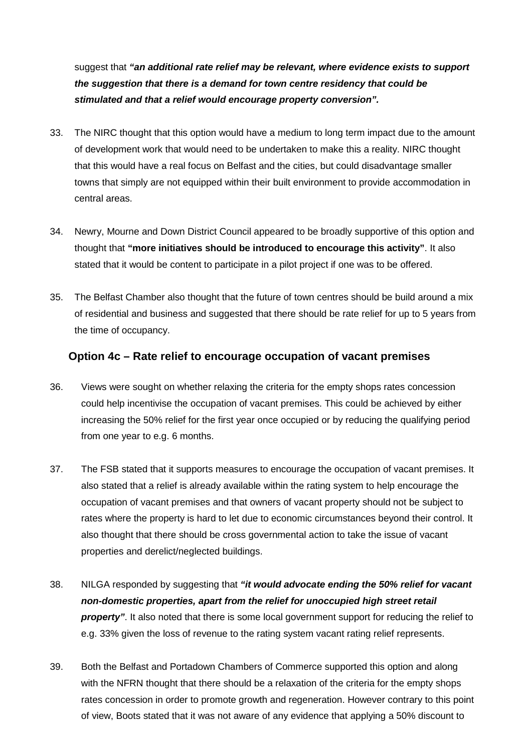suggest that ***"an additional rate relief may be relevant, where evidence exists to support the suggestion that there is a demand for town centre residency that could be stimulated and that a relief would encourage property conversion".***

33. The NIRC thought that this option would have a medium to long term impact due to the amount of development work that would need to be undertaken to make this a reality. NIRC thought that this would have a real focus on Belfast and the cities, but could disadvantage smaller towns that simply are not equipped within their built environment to provide accommodation in central areas.

34. Newry, Mourne and Down District Council appeared to be broadly supportive of this option and thought that **"more initiatives should be introduced to encourage this activity"**. It also stated that it would be content to participate in a pilot project if one was to be offered.

35. The Belfast Chamber also thought that the future of town centres should be build around a mix of residential and business and suggested that there should be rate relief for up to 5 years from the time of occupancy.

### Option 4c – Rate relief to encourage occupation of vacant premises

36. Views were sought on whether relaxing the criteria for the empty shops rates concession could help incentivise the occupation of vacant premises. This could be achieved by either increasing the 50% relief for the first year once occupied or by reducing the qualifying period from one year to e.g. 6 months.

37. The FSB stated that it supports measures to encourage the occupation of vacant premises. It also stated that a relief is already available within the rating system to help encourage the occupation of vacant premises and that owners of vacant property should not be subject to rates where the property is hard to let due to economic circumstances beyond their control. It also thought that there should be cross governmental action to take the issue of vacant properties and derelict/neglected buildings.

38. NILGA responded by suggesting that ***"it would advocate ending the 50% relief for vacant non-domestic properties, apart from the relief for unoccupied high street retail property"***. It also noted that there is some local government support for reducing the relief to e.g. 33% given the loss of revenue to the rating system vacant rating relief represents.

39. Both the Belfast and Portadown Chambers of Commerce supported this option and along with the NFRN thought that there should be a relaxation of the criteria for the empty shops rates concession in order to promote growth and regeneration. However contrary to this point of view, Boots stated that it was not aware of any evidence that applying a 50% discount to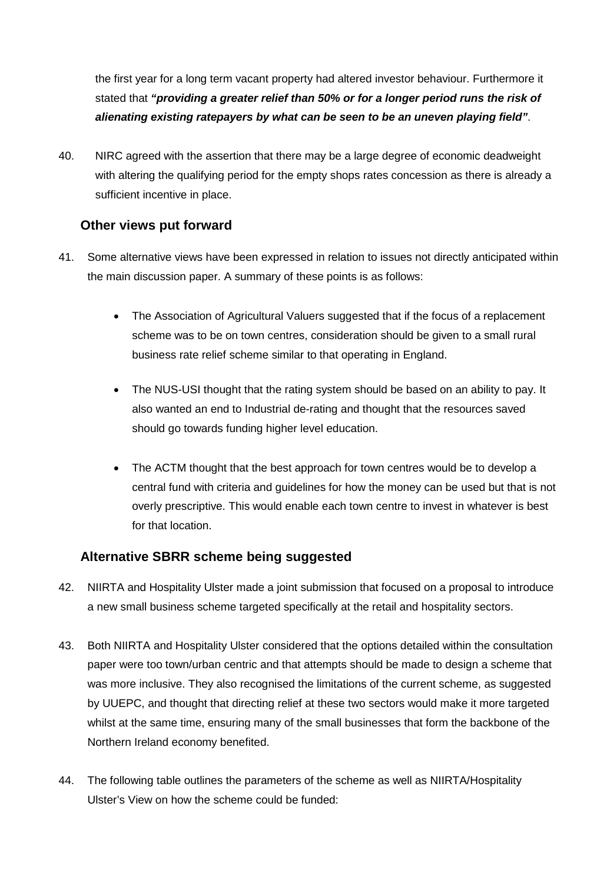the first year for a long term vacant property had altered investor behaviour. Furthermore it stated that ***"providing a greater relief than 50% or for a longer period runs the risk of alienating existing ratepayers by what can be seen to be an uneven playing field"***.

40. NIRC agreed with the assertion that there may be a large degree of economic deadweight with altering the qualifying period for the empty shops rates concession as there is already a sufficient incentive in place.

## Other views put forward

41. Some alternative views have been expressed in relation to issues not directly anticipated within the main discussion paper. A summary of these points is as follows:

   - The Association of Agricultural Valuers suggested that if the focus of a replacement scheme was to be on town centres, consideration should be given to a small rural business rate relief scheme similar to that operating in England.

   - The NUS-USI thought that the rating system should be based on an ability to pay. It also wanted an end to Industrial de-rating and thought that the resources saved should go towards funding higher level education.

   - The ACTM thought that the best approach for town centres would be to develop a central fund with criteria and guidelines for how the money can be used but that is not overly prescriptive. This would enable each town centre to invest in whatever is best for that location.

## Alternative SBRR scheme being suggested

42. NIIRTA and Hospitality Ulster made a joint submission that focused on a proposal to introduce a new small business scheme targeted specifically at the retail and hospitality sectors.

43. Both NIIRTA and Hospitality Ulster considered that the options detailed within the consultation paper were too town/urban centric and that attempts should be made to design a scheme that was more inclusive. They also recognised the limitations of the current scheme, as suggested by UUEPC, and thought that directing relief at these two sectors would make it more targeted whilst at the same time, ensuring many of the small businesses that form the backbone of the Northern Ireland economy benefited.

44. The following table outlines the parameters of the scheme as well as NIIRTA/Hospitality Ulster's View on how the scheme could be funded: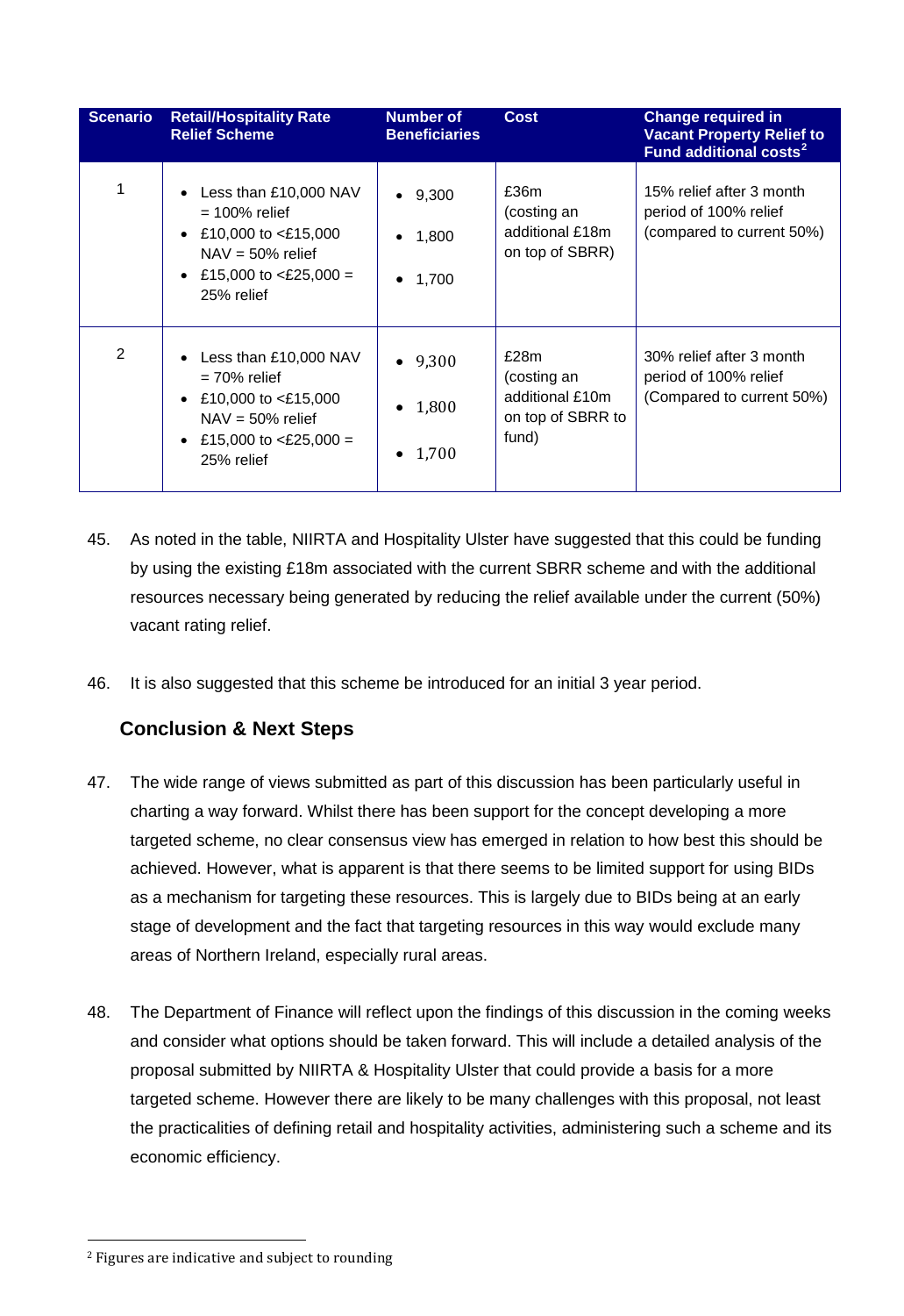| Scenario | Retail/Hospitality Rate Relief Scheme | Number of Beneficiaries | Cost | Change required in Vacant Property Relief to Fund additional costs[2] |
|---|---|---|---|---|
| 1 | • Less than £10,000 NAV = 100% relief<br>• £10,000 to <£15,000 NAV = 50% relief<br>• £15,000 to <£25,000 = 25% relief | • 9,300<br>• 1,800<br>• 1,700 | £36m (costing an additional £18m on top of SBRR) | 15% relief after 3 month period of 100% relief (compared to current 50%) |
| 2 | • Less than £10,000 NAV = 70% relief<br>• £10,000 to <£15,000 NAV = 50% relief<br>• £15,000 to <£25,000 = 25% relief | • 9,300<br>• 1,800<br>• 1,700 | £28m (costing an additional £10m on top of SBRR to fund) | 30% relief after 3 month period of 100% relief (Compared to current 50%) |

45. As noted in the table, NIIRTA and Hospitality Ulster have suggested that this could be funding by using the existing £18m associated with the current SBRR scheme and with the additional resources necessary being generated by reducing the relief available under the current (50%) vacant rating relief.

46. It is also suggested that this scheme be introduced for an initial 3 year period.

### Conclusion & Next Steps

47. The wide range of views submitted as part of this discussion has been particularly useful in charting a way forward. Whilst there has been support for the concept developing a more targeted scheme, no clear consensus view has emerged in relation to how best this should be achieved. However, what is apparent is that there seems to be limited support for using BIDs as a mechanism for targeting these resources. This is largely due to BIDs being at an early stage of development and the fact that targeting resources in this way would exclude many areas of Northern Ireland, especially rural areas.

48. The Department of Finance will reflect upon the findings of this discussion in the coming weeks and consider what options should be taken forward. This will include a detailed analysis of the proposal submitted by NIIRTA & Hospitality Ulster that could provide a basis for a more targeted scheme. However there are likely to be many challenges with this proposal, not least the practicalities of defining retail and hospitality activities, administering such a scheme and its economic efficiency.

[2] Figures are indicative and subject to rounding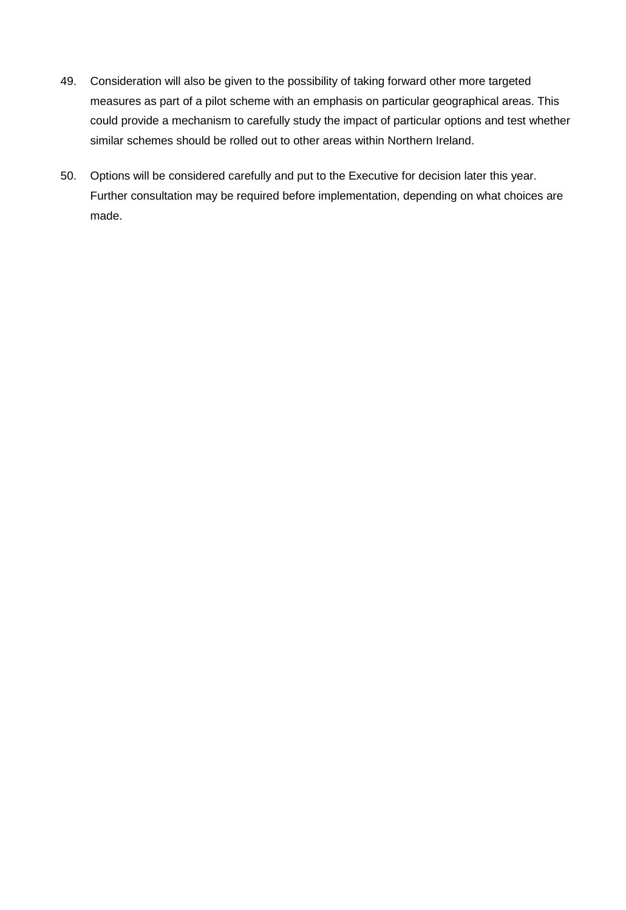49. Consideration will also be given to the possibility of taking forward other more targeted measures as part of a pilot scheme with an emphasis on particular geographical areas. This could provide a mechanism to carefully study the impact of particular options and test whether similar schemes should be rolled out to other areas within Northern Ireland.

50. Options will be considered carefully and put to the Executive for decision later this year. Further consultation may be required before implementation, depending on what choices are made.